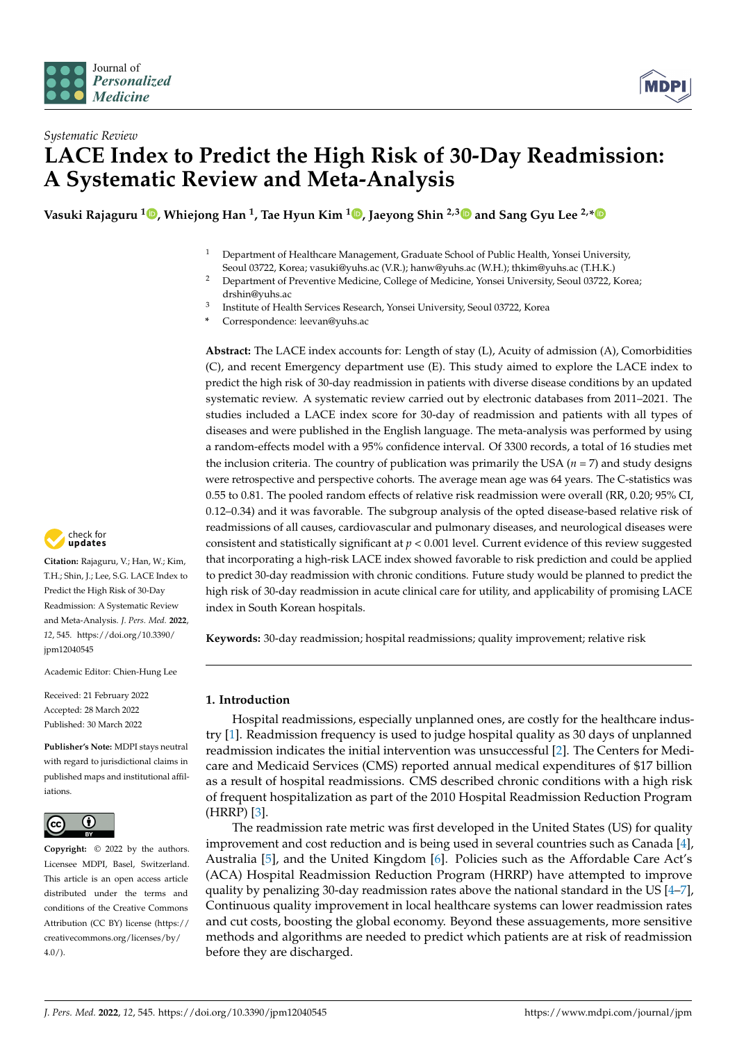*Systematic Review*

# LACE Index to Predict the High Risk of 30-Day Readmission: A Systematic Review and Meta-Analysis

**Vasuki Rajaguru [1], Whiejong Han [1], Tae Hyun Kim [1], Jaeyong Shin [2,3] and Sang Gyu Lee [2,*]**

[1] Department of Healthcare Management, Graduate School of Public Health, Yonsei University, Seoul 03722, Korea; vasuki@yuhs.ac (V.R.); hanw@yuhs.ac (W.H.); thkim@yuhs.ac (T.H.K.)

[2] Department of Preventive Medicine, College of Medicine, Yonsei University, Seoul 03722, Korea; drshin@yuhs.ac

[3] Institute of Health Services Research, Yonsei University, Seoul 03722, Korea

[*] Correspondence: leevan@yuhs.ac

**Abstract:** The LACE index accounts for: Length of stay (L), Acuity of admission (A), Comorbidities (C), and recent Emergency department use (E). This study aimed to explore the LACE index to predict the high risk of 30-day readmission in patients with diverse disease conditions by an updated systematic review. A systematic review carried out by electronic databases from 2011–2021. The studies included a LACE index score for 30-day of readmission and patients with all types of diseases and were published in the English language. The meta-analysis was performed by using a random-effects model with a 95% confidence interval. Of 3300 records, a total of 16 studies met the inclusion criteria. The country of publication was primarily the USA ($n = 7$) and study designs were retrospective and perspective cohorts. The average mean age was 64 years. The C-statistics was 0.55 to 0.81. The pooled random effects of relative risk readmission were overall (RR, 0.20; 95% CI, 0.12–0.34) and it was favorable. The subgroup analysis of the opted disease-based relative risk of readmissions of all causes, cardiovascular and pulmonary diseases, and neurological diseases were consistent and statistically significant at $p < 0.001$ level. Current evidence of this review suggested that incorporating a high-risk LACE index showed favorable to risk prediction and could be applied to predict 30-day readmission with chronic conditions. Future study would be planned to predict the high risk of 30-day readmission in acute clinical care for utility, and applicability of promising LACE index in South Korean hospitals.

**Keywords:** 30-day readmission; hospital readmissions; quality improvement; relative risk

**Citation:** Rajaguru, V.; Han, W.; Kim, T.H.; Shin, J.; Lee, S.G. LACE Index to Predict the High Risk of 30-Day Readmission: A Systematic Review and Meta-Analysis. *J. Pers. Med.* **2022**, *12*, 545. https://doi.org/10.3390/jpm12040545

Academic Editor: Chien-Hung Lee

Received: 21 February 2022
Accepted: 28 March 2022
Published: 30 March 2022

**Publisher's Note:** MDPI stays neutral with regard to jurisdictional claims in published maps and institutional affiliations.

**Copyright:** © 2022 by the authors. Licensee MDPI, Basel, Switzerland. This article is an open access article distributed under the terms and conditions of the Creative Commons Attribution (CC BY) license (https://creativecommons.org/licenses/by/4.0/).

## 1. Introduction

Hospital readmissions, especially unplanned ones, are costly for the healthcare industry [1]. Readmission frequency is used to judge hospital quality as 30 days of unplanned readmission indicates the initial intervention was unsuccessful [2]. The Centers for Medicare and Medicaid Services (CMS) reported annual medical expenditures of $17 billion as a result of hospital readmissions. CMS described chronic conditions with a high risk of frequent hospitalization as part of the 2010 Hospital Readmission Reduction Program (HRRP) [3].

The readmission rate metric was first developed in the United States (US) for quality improvement and cost reduction and is being used in several countries such as Canada [4], Australia [5], and the United Kingdom [6]. Policies such as the Affordable Care Act's (ACA) Hospital Readmission Reduction Program (HRRP) have attempted to improve quality by penalizing 30-day readmission rates above the national standard in the US [4–7], Continuous quality improvement in local healthcare systems can lower readmission rates and cut costs, boosting the global economy. Beyond these assuagements, more sensitive methods and algorithms are needed to predict which patients are at risk of readmission before they are discharged.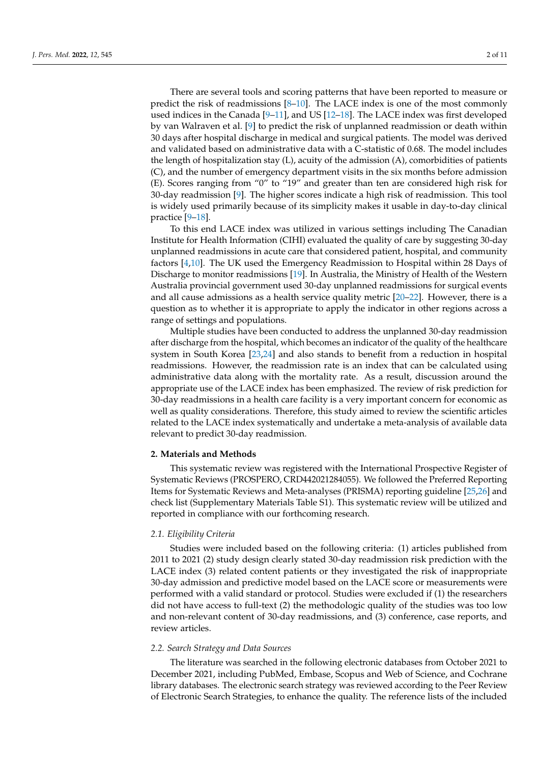There are several tools and scoring patterns that have been reported to measure or predict the risk of readmissions [8–10]. The LACE index is one of the most commonly used indices in the Canada [9–11], and US [12–18]. The LACE index was first developed by van Walraven et al. [9] to predict the risk of unplanned readmission or death within 30 days after hospital discharge in medical and surgical patients. The model was derived and validated based on administrative data with a C-statistic of 0.68. The model includes the length of hospitalization stay (L), acuity of the admission (A), comorbidities of patients (C), and the number of emergency department visits in the six months before admission (E). Scores ranging from "0" to "19" and greater than ten are considered high risk for 30-day readmission [9]. The higher scores indicate a high risk of readmission. This tool is widely used primarily because of its simplicity makes it usable in day-to-day clinical practice [9–18].

To this end LACE index was utilized in various settings including The Canadian Institute for Health Information (CIHI) evaluated the quality of care by suggesting 30-day unplanned readmissions in acute care that considered patient, hospital, and community factors [4,10]. The UK used the Emergency Readmission to Hospital within 28 Days of Discharge to monitor readmissions [19]. In Australia, the Ministry of Health of the Western Australia provincial government used 30-day unplanned readmissions for surgical events and all cause admissions as a health service quality metric [20–22]. However, there is a question as to whether it is appropriate to apply the indicator in other regions across a range of settings and populations.

Multiple studies have been conducted to address the unplanned 30-day readmission after discharge from the hospital, which becomes an indicator of the quality of the healthcare system in South Korea [23,24] and also stands to benefit from a reduction in hospital readmissions. However, the readmission rate is an index that can be calculated using administrative data along with the mortality rate. As a result, discussion around the appropriate use of the LACE index has been emphasized. The review of risk prediction for 30-day readmissions in a health care facility is a very important concern for economic as well as quality considerations. Therefore, this study aimed to review the scientific articles related to the LACE index systematically and undertake a meta-analysis of available data relevant to predict 30-day readmission.

## 2. Materials and Methods

This systematic review was registered with the International Prospective Register of Systematic Reviews (PROSPERO, CRD442021284055). We followed the Preferred Reporting Items for Systematic Reviews and Meta-analyses (PRISMA) reporting guideline [25,26] and check list (Supplementary Materials Table S1). This systematic review will be utilized and reported in compliance with our forthcoming research.

### 2.1. Eligibility Criteria

Studies were included based on the following criteria: (1) articles published from 2011 to 2021 (2) study design clearly stated 30-day readmission risk prediction with the LACE index (3) related content patients or they investigated the risk of inappropriate 30-day admission and predictive model based on the LACE score or measurements were performed with a valid standard or protocol. Studies were excluded if (1) the researchers did not have access to full-text (2) the methodologic quality of the studies was too low and non-relevant content of 30-day readmissions, and (3) conference, case reports, and review articles.

### 2.2. Search Strategy and Data Sources

The literature was searched in the following electronic databases from October 2021 to December 2021, including PubMed, Embase, Scopus and Web of Science, and Cochrane library databases. The electronic search strategy was reviewed according to the Peer Review of Electronic Search Strategies, to enhance the quality. The reference lists of the included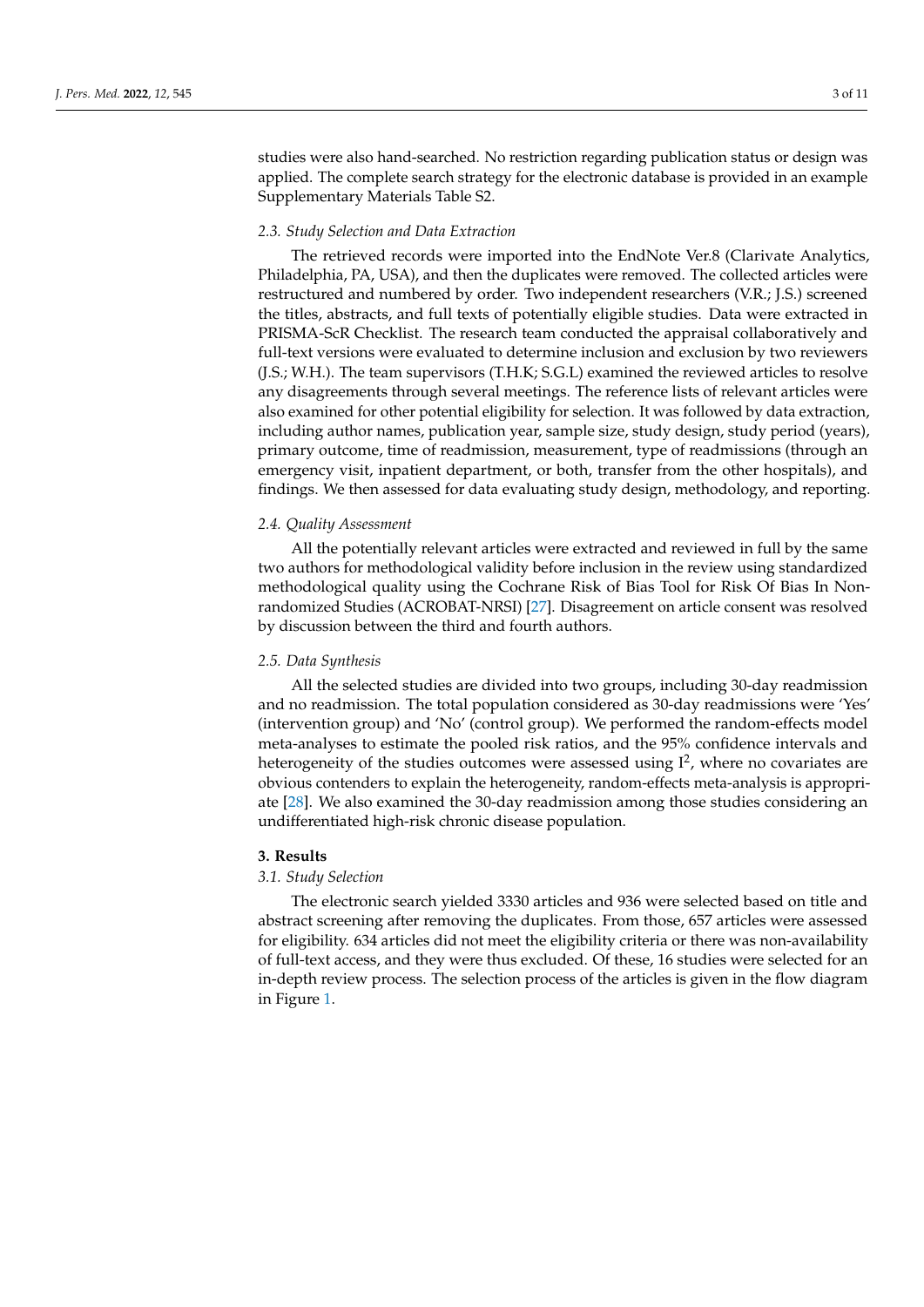studies were also hand-searched. No restriction regarding publication status or design was applied. The complete search strategy for the electronic database is provided in an example Supplementary Materials Table S2.

### 2.3. Study Selection and Data Extraction

The retrieved records were imported into the EndNote Ver.8 (Clarivate Analytics, Philadelphia, PA, USA), and then the duplicates were removed. The collected articles were restructured and numbered by order. Two independent researchers (V.R.; J.S.) screened the titles, abstracts, and full texts of potentially eligible studies. Data were extracted in PRISMA-ScR Checklist. The research team conducted the appraisal collaboratively and full-text versions were evaluated to determine inclusion and exclusion by two reviewers (J.S.; W.H.). The team supervisors (T.H.K; S.G.L) examined the reviewed articles to resolve any disagreements through several meetings. The reference lists of relevant articles were also examined for other potential eligibility for selection. It was followed by data extraction, including author names, publication year, sample size, study design, study period (years), primary outcome, time of readmission, measurement, type of readmissions (through an emergency visit, inpatient department, or both, transfer from the other hospitals), and findings. We then assessed for data evaluating study design, methodology, and reporting.

### 2.4. Quality Assessment

All the potentially relevant articles were extracted and reviewed in full by the same two authors for methodological validity before inclusion in the review using standardized methodological quality using the Cochrane Risk of Bias Tool for Risk Of Bias In Non-randomized Studies (ACROBAT-NRSI) [27]. Disagreement on article consent was resolved by discussion between the third and fourth authors.

### 2.5. Data Synthesis

All the selected studies are divided into two groups, including 30-day readmission and no readmission. The total population considered as 30-day readmissions were 'Yes' (intervention group) and 'No' (control group). We performed the random-effects model meta-analyses to estimate the pooled risk ratios, and the 95% confidence intervals and heterogeneity of the studies outcomes were assessed using $I^2$, where no covariates are obvious contenders to explain the heterogeneity, random-effects meta-analysis is appropriate [28]. We also examined the 30-day readmission among those studies considering an undifferentiated high-risk chronic disease population.

## 3. Results

### 3.1. Study Selection

The electronic search yielded 3330 articles and 936 were selected based on title and abstract screening after removing the duplicates. From those, 657 articles were assessed for eligibility. 634 articles did not meet the eligibility criteria or there was non-availability of full-text access, and they were thus excluded. Of these, 16 studies were selected for an in-depth review process. The selection process of the articles is given in the flow diagram in Figure 1.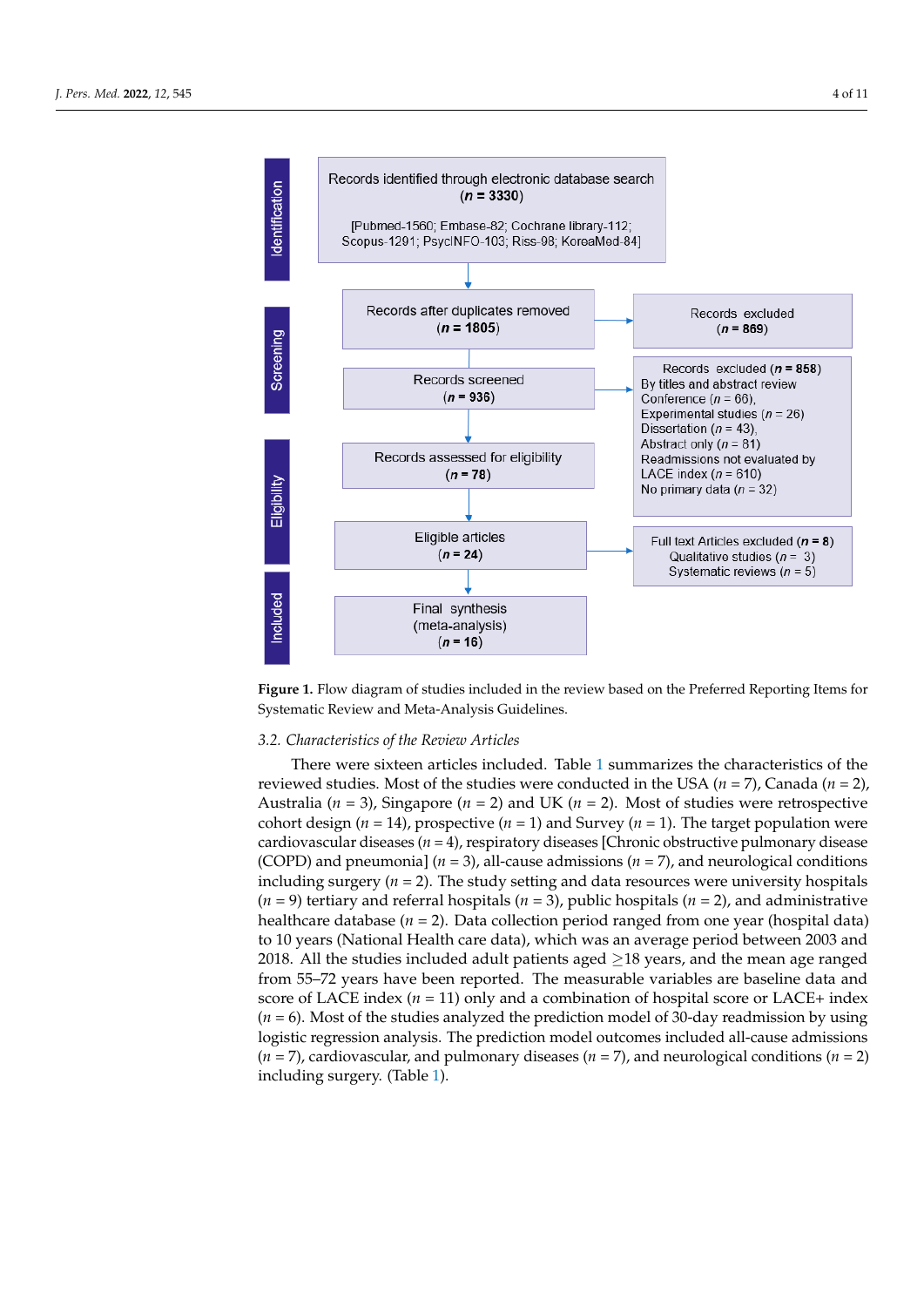Identification

Records identified through electronic database search
(**n = 3330**)

[Pubmed-1560; Embase-82; Cochrane library-112; Scopus-1291; PsycINFO-103; Riss-98; KoreaMed-84]

Screening

Records after duplicates removed
(**n = 1805**)

Records excluded
(**n = 869**)

Records screened
(**n = 936**)

Records excluded (**n = 858**)
By titles and abstract review
Conference (*n* = 66),
Experimental studies (*n* = 26)
Dissertation (*n* = 43),
Abstract only (*n* = 81)
Readmissions not evaluated by LACE index (*n* = 610)
No primary data (*n* = 32)

Eligibility

Records assessed for eligibility
(**n = 78**)

Eligible articles
(**n = 24**)

Full text Articles excluded (**n = 8**)
Qualitative studies (*n* = 3)
Systematic reviews (*n* = 5)

Included

Final synthesis
(meta-analysis)
(**n = 16**)

**Figure 1.** Flow diagram of studies included in the review based on the Preferred Reporting Items for Systematic Review and Meta-Analysis Guidelines.

### 3.2. Characteristics of the Review Articles

There were sixteen articles included. Table 1 summarizes the characteristics of the reviewed studies. Most of the studies were conducted in the USA (*n* = 7), Canada (*n* = 2), Australia (*n* = 3), Singapore (*n* = 2) and UK (*n* = 2). Most of studies were retrospective cohort design (*n* = 14), prospective (*n* = 1) and Survey (*n* = 1). The target population were cardiovascular diseases (*n* = 4), respiratory diseases [Chronic obstructive pulmonary disease (COPD) and pneumonia] (*n* = 3), all-cause admissions (*n* = 7), and neurological conditions including surgery (*n* = 2). The study setting and data resources were university hospitals (*n* = 9) tertiary and referral hospitals (*n* = 3), public hospitals (*n* = 2), and administrative healthcare database (*n* = 2). Data collection period ranged from one year (hospital data) to 10 years (National Health care data), which was an average period between 2003 and 2018. All the studies included adult patients aged ≥18 years, and the mean age ranged from 55–72 years have been reported. The measurable variables are baseline data and score of LACE index (*n* = 11) only and a combination of hospital score or LACE+ index (*n* = 6). Most of the studies analyzed the prediction model of 30-day readmission by using logistic regression analysis. The prediction model outcomes included all-cause admissions (*n* = 7), cardiovascular, and pulmonary diseases (*n* = 7), and neurological conditions (*n* = 2) including surgery. (Table 1).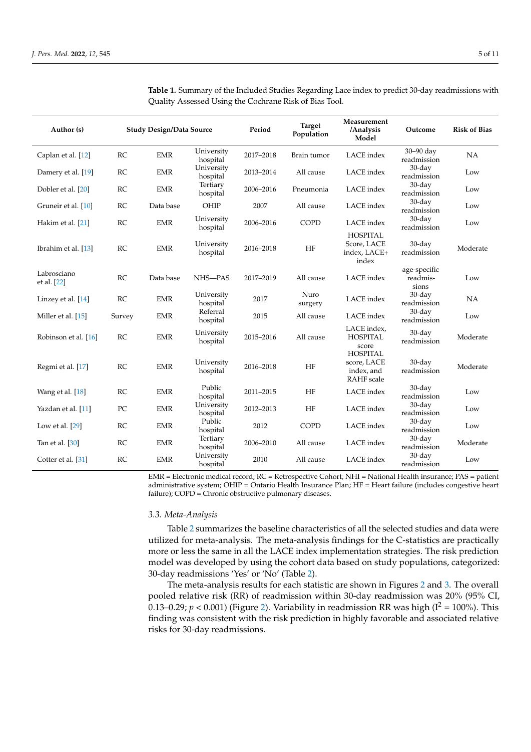**Table 1.** Summary of the Included Studies Regarding Lace index to predict 30-day readmissions with Quality Assessed Using the Cochrane Risk of Bias Tool.

| Author (s) | Study Design/Data Source | | | Period | Target Population | Measurement /Analysis Model | Outcome | Risk of Bias |
|---|---|---|---|---|---|---|---|---|
| Caplan et al. [12] | RC | EMR | University hospital | 2017–2018 | Brain tumor | LACE index | 30–90 day readmission | NA |
| Damery et al. [19] | RC | EMR | University hospital | 2013–2014 | All cause | LACE index | 30-day readmission | Low |
| Dobler et al. [20] | RC | EMR | Tertiary hospital | 2006–2016 | Pneumonia | LACE index | 30-day readmission | Low |
| Gruneir et al. [10] | RC | Data base | OHIP | 2007 | All cause | LACE index | 30-day readmission | Low |
| Hakim et al. [21] | RC | EMR | University hospital | 2006–2016 | COPD | LACE index | 30-day readmission | Low |
| Ibrahim et al. [13] | RC | EMR | University hospital | 2016–2018 | HF | HOSPITAL Score, LACE index, LACE+ index | 30-day readmission | Moderate |
| Labrosciano et al. [22] | RC | Data base | NHS—PAS | 2017–2019 | All cause | LACE index | age-specific readmissions | Low |
| Linzey et al. [14] | RC | EMR | University hospital | 2017 | Nuro surgery | LACE index | 30-day readmission | NA |
| Miller et al. [15] | Survey | EMR | Referral hospital | 2015 | All cause | LACE index | 30-day readmission | Low |
| Robinson et al. [16] | RC | EMR | University hospital | 2015–2016 | All cause | LACE index, HOSPITAL score | 30-day readmission | Moderate |
| Regmi et al. [17] | RC | EMR | University hospital | 2016–2018 | HF | HOSPITAL score, LACE index, and RAHF scale | 30-day readmission | Moderate |
| Wang et al. [18] | RC | EMR | Public hospital | 2011–2015 | HF | LACE index | 30-day readmission | Low |
| Yazdan et al. [11] | PC | EMR | University hospital | 2012–2013 | HF | LACE index | 30-day readmission | Low |
| Low et al. [29] | RC | EMR | Public hospital | 2012 | COPD | LACE index | 30-day readmission | Low |
| Tan et al. [30] | RC | EMR | Tertiary hospital | 2006–2010 | All cause | LACE index | 30-day readmission | Moderate |
| Cotter et al. [31] | RC | EMR | University hospital | 2010 | All cause | LACE index | 30-day readmission | Low |

EMR = Electronic medical record; RC = Retrospective Cohort; NHI = National Health insurance; PAS = patient administrative system; OHIP = Ontario Health Insurance Plan; HF = Heart failure (includes congestive heart failure); COPD = Chronic obstructive pulmonary diseases.

### 3.3. Meta-Analysis

Table 2 summarizes the baseline characteristics of all the selected studies and data were utilized for meta-analysis. The meta-analysis findings for the C-statistics are practically more or less the same in all the LACE index implementation strategies. The risk prediction model was developed by using the cohort data based on study populations, categorized: 30-day readmissions 'Yes' or 'No' (Table 2).

The meta-analysis results for each statistic are shown in Figures 2 and 3. The overall pooled relative risk (RR) of readmission within 30-day readmission was 20% (95% CI, 0.13–0.29; $p < 0.001$) (Figure 2). Variability in readmission RR was high ($I^2 = 100\%$). This finding was consistent with the risk prediction in highly favorable and associated relative risks for 30-day readmissions.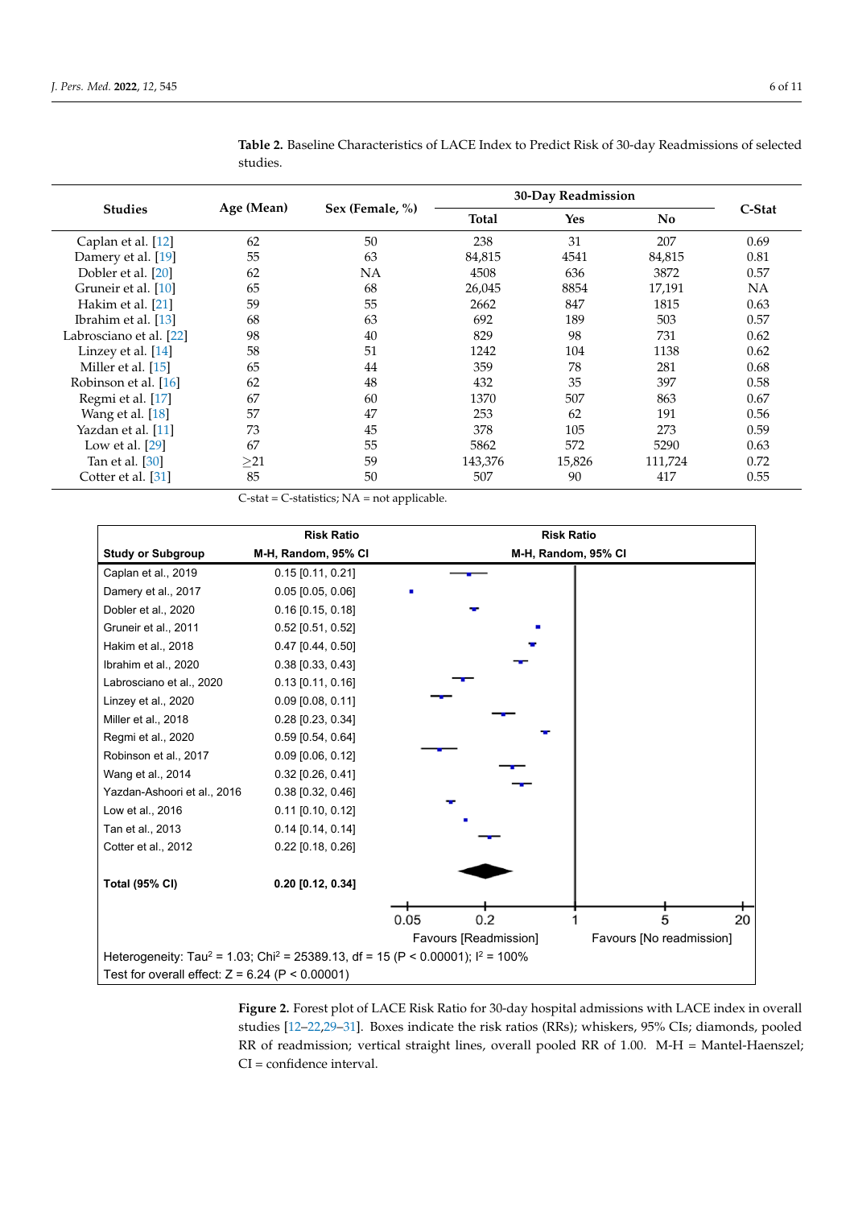**Table 2.** Baseline Characteristics of LACE Index to Predict Risk of 30-day Readmissions of selected studies.

| Studies | Age (Mean) | Sex (Female, %) | 30-Day Readmission | | | C-Stat |
|---|---|---|---|---|---|---|
| | | | Total | Yes | No | |
| Caplan et al. [12] | 62 | 50 | 238 | 31 | 207 | 0.69 |
| Damery et al. [19] | 55 | 63 | 84,815 | 4541 | 84,815 | 0.81 |
| Dobler et al. [20] | 62 | NA | 4508 | 636 | 3872 | 0.57 |
| Gruneir et al. [10] | 65 | 68 | 26,045 | 8854 | 17,191 | NA |
| Hakim et al. [21] | 59 | 55 | 2662 | 847 | 1815 | 0.63 |
| Ibrahim et al. [13] | 68 | 63 | 692 | 189 | 503 | 0.57 |
| Labrosciano et al. [22] | 98 | 40 | 829 | 98 | 731 | 0.62 |
| Linzey et al. [14] | 58 | 51 | 1242 | 104 | 1138 | 0.62 |
| Miller et al. [15] | 65 | 44 | 359 | 78 | 281 | 0.68 |
| Robinson et al. [16] | 62 | 48 | 432 | 35 | 397 | 0.58 |
| Regmi et al. [17] | 67 | 60 | 1370 | 507 | 863 | 0.67 |
| Wang et al. [18] | 57 | 47 | 253 | 62 | 191 | 0.56 |
| Yazdan et al. [11] | 73 | 45 | 378 | 105 | 273 | 0.59 |
| Low et al. [29] | 67 | 55 | 5862 | 572 | 5290 | 0.63 |
| Tan et al. [30] | ≥21 | 59 | 143,376 | 15,826 | 111,724 | 0.72 |
| Cotter et al. [31] | 85 | 50 | 507 | 90 | 417 | 0.55 |

C-stat = C-statistics; NA = not applicable.

| Study or Subgroup | Risk Ratio M-H, Random, 95% CI |
|---|---|
| Caplan et al., 2019 | 0.15 [0.11, 0.21] |
| Damery et al., 2017 | 0.05 [0.05, 0.06] |
| Dobler et al., 2020 | 0.16 [0.15, 0.18] |
| Gruneir et al., 2011 | 0.52 [0.51, 0.52] |
| Hakim et al., 2018 | 0.47 [0.44, 0.50] |
| Ibrahim et al., 2020 | 0.38 [0.33, 0.43] |
| Labrosciano et al., 2020 | 0.13 [0.11, 0.16] |
| Linzey et al., 2020 | 0.09 [0.08, 0.11] |
| Miller et al., 2018 | 0.28 [0.23, 0.34] |
| Regmi et al., 2020 | 0.59 [0.54, 0.64] |
| Robinson et al., 2017 | 0.09 [0.06, 0.12] |
| Wang et al., 2014 | 0.32 [0.26, 0.41] |
| Yazdan-Ashoori et al., 2016 | 0.38 [0.32, 0.46] |
| Low et al., 2016 | 0.11 [0.10, 0.12] |
| Tan et al., 2013 | 0.14 [0.14, 0.14] |
| Cotter et al., 2012 | 0.22 [0.18, 0.26] |
| **Total (95% CI)** | **0.20 [0.12, 0.34]** |

Axis: 0.05, 0.2, 1, 5, 20 — Favours [Readmission] / Favours [No readmission]

Heterogeneity: $Tau^2 = 1.03$; $Chi^2 = 25389.13$, df = 15 ($P < 0.00001$); $I^2 = 100\%$

Test for overall effect: $Z = 6.24$ ($P < 0.00001$)

**Figure 2.** Forest plot of LACE Risk Ratio for 30-day hospital admissions with LACE index in overall studies [12–22,29–31]. Boxes indicate the risk ratios (RRs); whiskers, 95% CIs; diamonds, pooled RR of readmission; vertical straight lines, overall pooled RR of 1.00. M-H = Mantel-Haenszel; CI = confidence interval.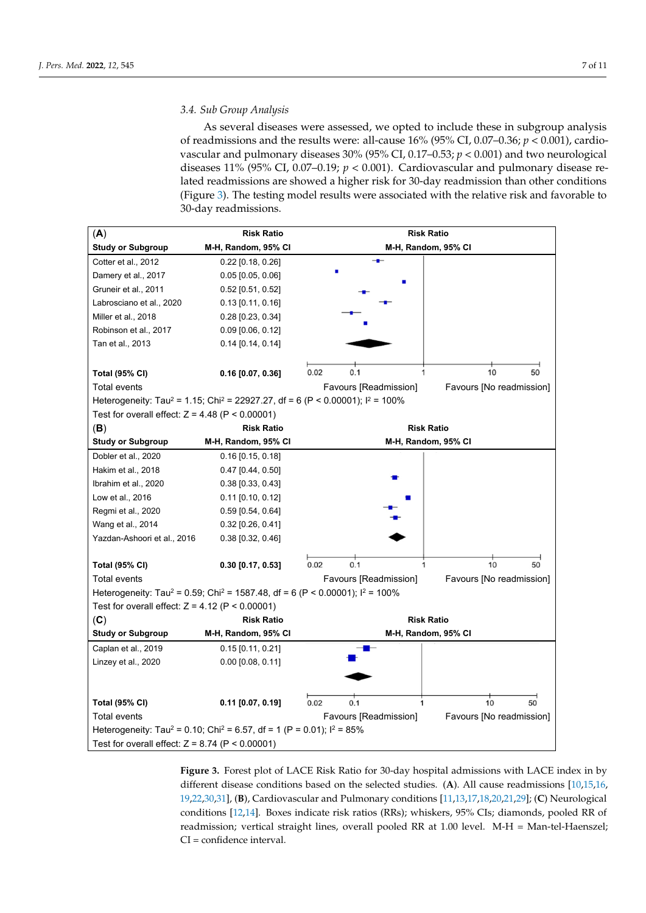### 3.4. Sub Group Analysis

As several diseases were assessed, we opted to include these in subgroup analysis of readmissions and the results were: all-cause 16% (95% CI, 0.07–0.36; $p < 0.001$), cardiovascular and pulmonary diseases 30% (95% CI, 0.17–0.53; $p < 0.001$) and two neurological diseases 11% (95% CI, 0.07–0.19; $p < 0.001$). Cardiovascular and pulmonary disease related readmissions are showed a higher risk for 30-day readmission than other conditions (Figure 3). The testing model results were associated with the relative risk and favorable to 30-day readmissions.

**(A)**

| Study or Subgroup | Risk Ratio M-H, Random, 95% CI |
|---|---|
| Cotter et al., 2012 | 0.22 [0.18, 0.26] |
| Damery et al., 2017 | 0.05 [0.05, 0.06] |
| Gruneir et al., 2011 | 0.52 [0.51, 0.52] |
| Labrosciano et al., 2020 | 0.13 [0.11, 0.16] |
| Miller et al., 2018 | 0.28 [0.23, 0.34] |
| Robinson et al., 2017 | 0.09 [0.06, 0.12] |
| Tan et al., 2013 | 0.14 [0.14, 0.14] |
| **Total (95% CI)** | **0.16 [0.07, 0.36]** |
| Total events | |

Heterogeneity: Tau² = 1.15; Chi² = 22927.27, df = 6 (P < 0.00001); I² = 100%
Test for overall effect: Z = 4.48 (P < 0.00001)

Axis: 0.02, 0.1, 1, 10, 50 — Favours [Readmission] / Favours [No readmission]

**(B)**

| Study or Subgroup | Risk Ratio M-H, Random, 95% CI |
|---|---|
| Dobler et al., 2020 | 0.16 [0.15, 0.18] |
| Hakim et al., 2018 | 0.47 [0.44, 0.50] |
| Ibrahim et al., 2020 | 0.38 [0.33, 0.43] |
| Low et al., 2016 | 0.11 [0.10, 0.12] |
| Regmi et al., 2020 | 0.59 [0.54, 0.64] |
| Wang et al., 2014 | 0.32 [0.26, 0.41] |
| Yazdan-Ashoori et al., 2016 | 0.38 [0.32, 0.46] |
| **Total (95% CI)** | **0.30 [0.17, 0.53]** |
| Total events | |

Heterogeneity: Tau² = 0.59; Chi² = 1587.48, df = 6 (P < 0.00001); I² = 100%
Test for overall effect: Z = 4.12 (P < 0.00001)

Axis: 0.02, 0.1, 1, 10, 50 — Favours [Readmission] / Favours [No readmission]

**(C)**

| Study or Subgroup | Risk Ratio M-H, Random, 95% CI |
|---|---|
| Caplan et al., 2019 | 0.15 [0.11, 0.21] |
| Linzey et al., 2020 | 0.00 [0.08, 0.11] |
| **Total (95% CI)** | **0.11 [0.07, 0.19]** |
| Total events | |

Heterogeneity: Tau² = 0.10; Chi² = 6.57, df = 1 (P = 0.01); I² = 85%
Test for overall effect: Z = 8.74 (P < 0.00001)

Axis: 0.02, 0.1, 1, 10, 50 — Favours [Readmission] / Favours [No readmission]

**Figure 3.** Forest plot of LACE Risk Ratio for 30-day hospital admissions with LACE index in by different disease conditions based on the selected studies. (**A**). All cause readmissions [10,15,16,19,22,30,31], (**B**), Cardiovascular and Pulmonary conditions [11,13,17,18,20,21,29]; (**C**) Neurological conditions [12,14]. Boxes indicate risk ratios (RRs); whiskers, 95% CIs; diamonds, pooled RR of readmission; vertical straight lines, overall pooled RR at 1.00 level. M-H = Man-tel-Haenszel; CI = confidence interval.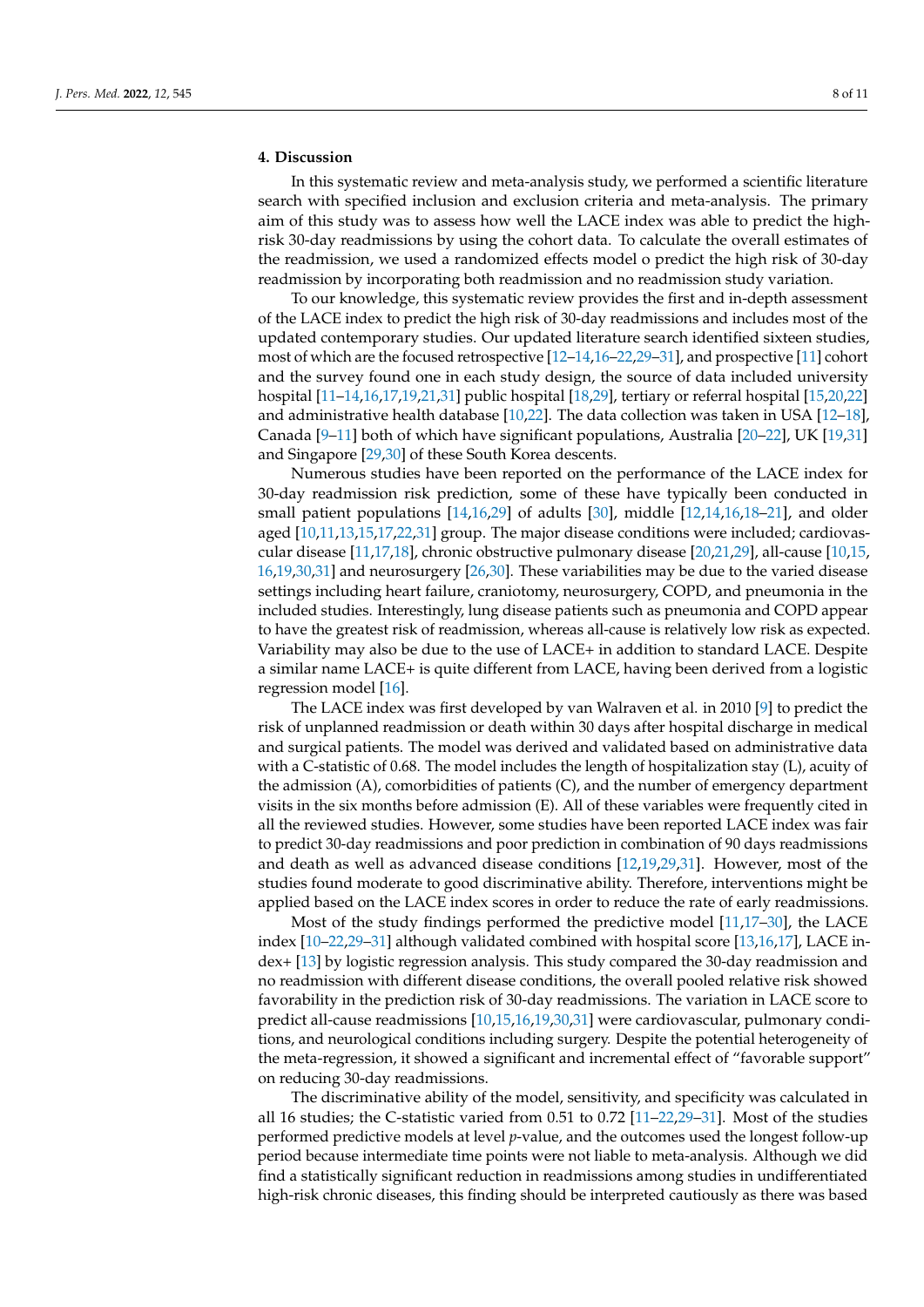## 4. Discussion

In this systematic review and meta-analysis study, we performed a scientific literature search with specified inclusion and exclusion criteria and meta-analysis. The primary aim of this study was to assess how well the LACE index was able to predict the high-risk 30-day readmissions by using the cohort data. To calculate the overall estimates of the readmission, we used a randomized effects model o predict the high risk of 30-day readmission by incorporating both readmission and no readmission study variation.

To our knowledge, this systematic review provides the first and in-depth assessment of the LACE index to predict the high risk of 30-day readmissions and includes most of the updated contemporary studies. Our updated literature search identified sixteen studies, most of which are the focused retrospective [12–14,16–22,29–31], and prospective [11] cohort and the survey found one in each study design, the source of data included university hospital [11–14,16,17,19,21,31] public hospital [18,29], tertiary or referral hospital [15,20,22] and administrative health database [10,22]. The data collection was taken in USA [12–18], Canada [9–11] both of which have significant populations, Australia [20–22], UK [19,31] and Singapore [29,30] of these South Korea descents.

Numerous studies have been reported on the performance of the LACE index for 30-day readmission risk prediction, some of these have typically been conducted in small patient populations [14,16,29] of adults [30], middle [12,14,16,18–21], and older aged [10,11,13,15,17,22,31] group. The major disease conditions were included; cardiovascular disease [11,17,18], chronic obstructive pulmonary disease [20,21,29], all-cause [10,15,16,19,30,31] and neurosurgery [26,30]. These variabilities may be due to the varied disease settings including heart failure, craniotomy, neurosurgery, COPD, and pneumonia in the included studies. Interestingly, lung disease patients such as pneumonia and COPD appear to have the greatest risk of readmission, whereas all-cause is relatively low risk as expected. Variability may also be due to the use of LACE+ in addition to standard LACE. Despite a similar name LACE+ is quite different from LACE, having been derived from a logistic regression model [16].

The LACE index was first developed by van Walraven et al. in 2010 [9] to predict the risk of unplanned readmission or death within 30 days after hospital discharge in medical and surgical patients. The model was derived and validated based on administrative data with a C-statistic of 0.68. The model includes the length of hospitalization stay (L), acuity of the admission (A), comorbidities of patients (C), and the number of emergency department visits in the six months before admission (E). All of these variables were frequently cited in all the reviewed studies. However, some studies have been reported LACE index was fair to predict 30-day readmissions and poor prediction in combination of 90 days readmissions and death as well as advanced disease conditions [12,19,29,31]. However, most of the studies found moderate to good discriminative ability. Therefore, interventions might be applied based on the LACE index scores in order to reduce the rate of early readmissions.

Most of the study findings performed the predictive model [11,17–30], the LACE index [10–22,29–31] although validated combined with hospital score [13,16,17], LACE index+ [13] by logistic regression analysis. This study compared the 30-day readmission and no readmission with different disease conditions, the overall pooled relative risk showed favorability in the prediction risk of 30-day readmissions. The variation in LACE score to predict all-cause readmissions [10,15,16,19,30,31] were cardiovascular, pulmonary conditions, and neurological conditions including surgery. Despite the potential heterogeneity of the meta-regression, it showed a significant and incremental effect of "favorable support" on reducing 30-day readmissions.

The discriminative ability of the model, sensitivity, and specificity was calculated in all 16 studies; the C-statistic varied from 0.51 to 0.72 [11–22,29–31]. Most of the studies performed predictive models at level *p*-value, and the outcomes used the longest follow-up period because intermediate time points were not liable to meta-analysis. Although we did find a statistically significant reduction in readmissions among studies in undifferentiated high-risk chronic diseases, this finding should be interpreted cautiously as there was based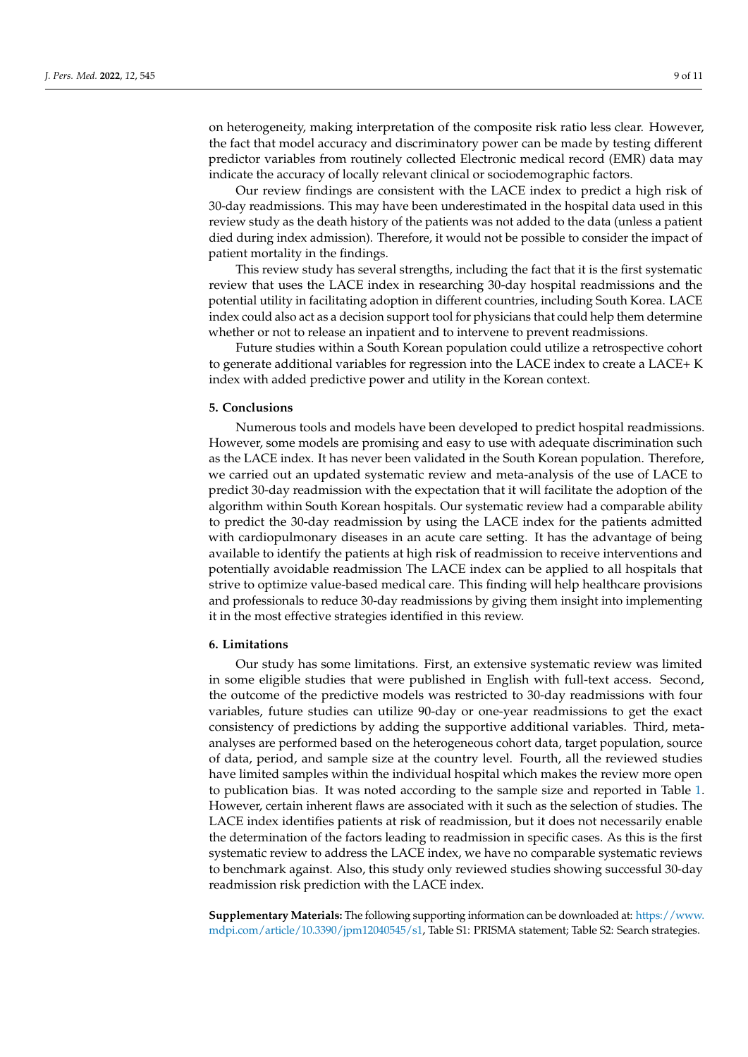on heterogeneity, making interpretation of the composite risk ratio less clear. However, the fact that model accuracy and discriminatory power can be made by testing different predictor variables from routinely collected Electronic medical record (EMR) data may indicate the accuracy of locally relevant clinical or sociodemographic factors.

Our review findings are consistent with the LACE index to predict a high risk of 30-day readmissions. This may have been underestimated in the hospital data used in this review study as the death history of the patients was not added to the data (unless a patient died during index admission). Therefore, it would not be possible to consider the impact of patient mortality in the findings.

This review study has several strengths, including the fact that it is the first systematic review that uses the LACE index in researching 30-day hospital readmissions and the potential utility in facilitating adoption in different countries, including South Korea. LACE index could also act as a decision support tool for physicians that could help them determine whether or not to release an inpatient and to intervene to prevent readmissions.

Future studies within a South Korean population could utilize a retrospective cohort to generate additional variables for regression into the LACE index to create a LACE+ K index with added predictive power and utility in the Korean context.

## 5. Conclusions

Numerous tools and models have been developed to predict hospital readmissions. However, some models are promising and easy to use with adequate discrimination such as the LACE index. It has never been validated in the South Korean population. Therefore, we carried out an updated systematic review and meta-analysis of the use of LACE to predict 30-day readmission with the expectation that it will facilitate the adoption of the algorithm within South Korean hospitals. Our systematic review had a comparable ability to predict the 30-day readmission by using the LACE index for the patients admitted with cardiopulmonary diseases in an acute care setting. It has the advantage of being available to identify the patients at high risk of readmission to receive interventions and potentially avoidable readmission The LACE index can be applied to all hospitals that strive to optimize value-based medical care. This finding will help healthcare provisions and professionals to reduce 30-day readmissions by giving them insight into implementing it in the most effective strategies identified in this review.

## 6. Limitations

Our study has some limitations. First, an extensive systematic review was limited in some eligible studies that were published in English with full-text access. Second, the outcome of the predictive models was restricted to 30-day readmissions with four variables, future studies can utilize 90-day or one-year readmissions to get the exact consistency of predictions by adding the supportive additional variables. Third, meta-analyses are performed based on the heterogeneous cohort data, target population, source of data, period, and sample size at the country level. Fourth, all the reviewed studies have limited samples within the individual hospital which makes the review more open to publication bias. It was noted according to the sample size and reported in Table 1. However, certain inherent flaws are associated with it such as the selection of studies. The LACE index identifies patients at risk of readmission, but it does not necessarily enable the determination of the factors leading to readmission in specific cases. As this is the first systematic review to address the LACE index, we have no comparable systematic reviews to benchmark against. Also, this study only reviewed studies showing successful 30-day readmission risk prediction with the LACE index.

**Supplementary Materials:** The following supporting information can be downloaded at: https://www.mdpi.com/article/10.3390/jpm12040545/s1, Table S1: PRISMA statement; Table S2: Search strategies.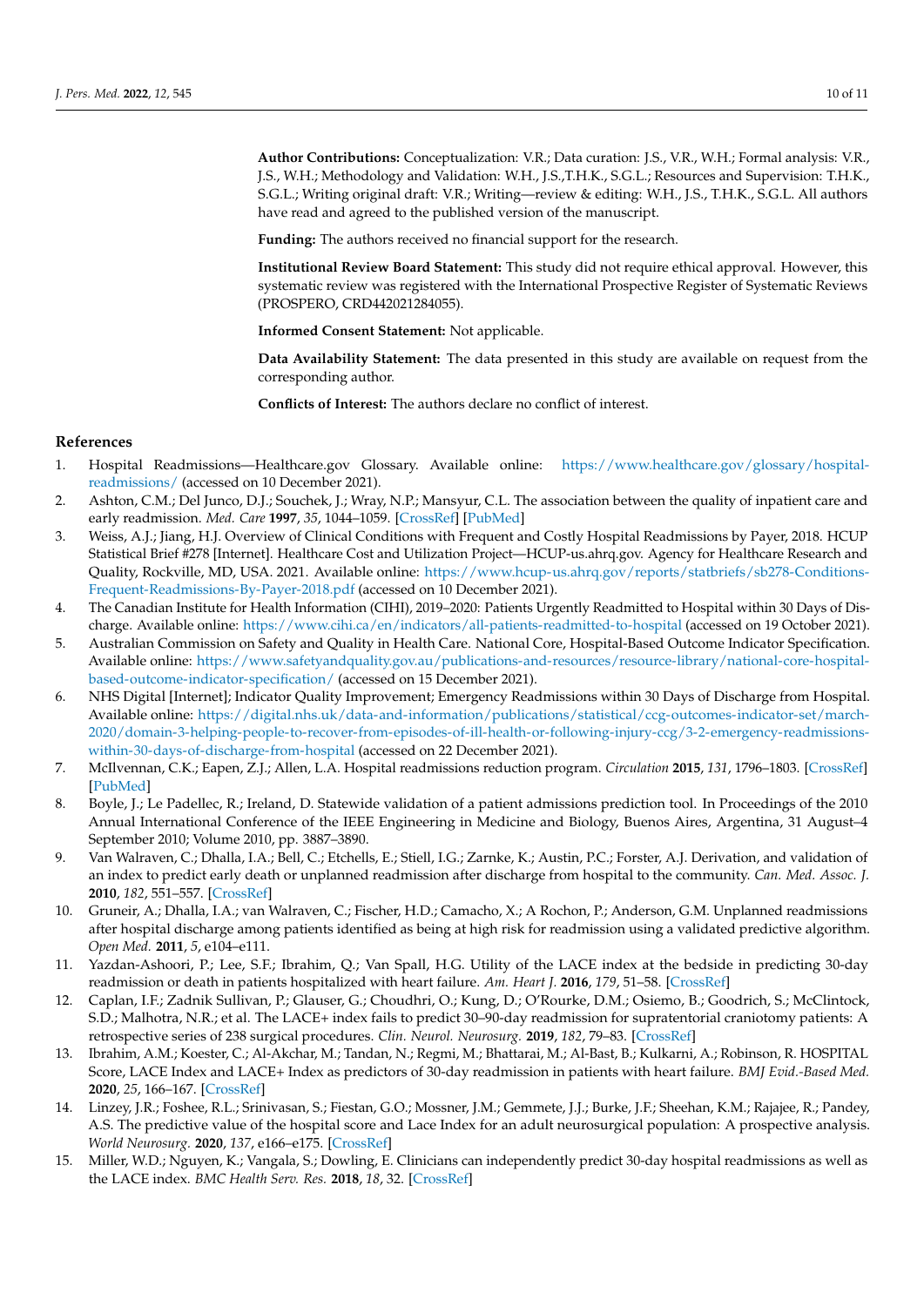**Author Contributions:** Conceptualization: V.R.; Data curation: J.S., V.R., W.H.; Formal analysis: V.R., J.S., W.H.; Methodology and Validation: W.H., J.S.,T.H.K., S.G.L.; Resources and Supervision: T.H.K., S.G.L.; Writing original draft: V.R.; Writing—review & editing: W.H., J.S., T.H.K., S.G.L. All authors have read and agreed to the published version of the manuscript.

**Funding:** The authors received no financial support for the research.

**Institutional Review Board Statement:** This study did not require ethical approval. However, this systematic review was registered with the International Prospective Register of Systematic Reviews (PROSPERO, CRD442021284055).

**Informed Consent Statement:** Not applicable.

**Data Availability Statement:** The data presented in this study are available on request from the corresponding author.

**Conflicts of Interest:** The authors declare no conflict of interest.

## References

1. Hospital Readmissions—Healthcare.gov Glossary. Available online: https://www.healthcare.gov/glossary/hospital-readmissions/ (accessed on 10 December 2021).
2. Ashton, C.M.; Del Junco, D.J.; Souchek, J.; Wray, N.P.; Mansyur, C.L. The association between the quality of inpatient care and early readmission. *Med. Care* **1997**, *35*, 1044–1059. [CrossRef] [PubMed]
3. Weiss, A.J.; Jiang, H.J. Overview of Clinical Conditions with Frequent and Costly Hospital Readmissions by Payer, 2018. HCUP Statistical Brief #278 [Internet]. Healthcare Cost and Utilization Project—HCUP-us.ahrq.gov. Agency for Healthcare Research and Quality, Rockville, MD, USA. 2021. Available online: https://www.hcup-us.ahrq.gov/reports/statbriefs/sb278-Conditions-Frequent-Readmissions-By-Payer-2018.pdf (accessed on 10 December 2021).
4. The Canadian Institute for Health Information (CIHI), 2019–2020: Patients Urgently Readmitted to Hospital within 30 Days of Discharge. Available online: https://www.cihi.ca/en/indicators/all-patients-readmitted-to-hospital (accessed on 19 October 2021).
5. Australian Commission on Safety and Quality in Health Care. National Core, Hospital-Based Outcome Indicator Specification. Available online: https://www.safetyandquality.gov.au/publications-and-resources/resource-library/national-core-hospital-based-outcome-indicator-specification/ (accessed on 15 December 2021).
6. NHS Digital [Internet]; Indicator Quality Improvement; Emergency Readmissions within 30 Days of Discharge from Hospital. Available online: https://digital.nhs.uk/data-and-information/publications/statistical/ccg-outcomes-indicator-set/march-2020/domain-3-helping-people-to-recover-from-episodes-of-ill-health-or-following-injury-ccg/3-2-emergency-readmissions-within-30-days-of-discharge-from-hospital (accessed on 22 December 2021).
7. McIlvennan, C.K.; Eapen, Z.J.; Allen, L.A. Hospital readmissions reduction program. *Circulation* **2015**, *131*, 1796–1803. [CrossRef] [PubMed]
8. Boyle, J.; Le Padellec, R.; Ireland, D. Statewide validation of a patient admissions prediction tool. In Proceedings of the 2010 Annual International Conference of the IEEE Engineering in Medicine and Biology, Buenos Aires, Argentina, 31 August–4 September 2010; Volume 2010, pp. 3887–3890.
9. Van Walraven, C.; Dhalla, I.A.; Bell, C.; Etchells, E.; Stiell, I.G.; Zarnke, K.; Austin, P.C.; Forster, A.J. Derivation, and validation of an index to predict early death or unplanned readmission after discharge from hospital to the community. *Can. Med. Assoc. J.* **2010**, *182*, 551–557. [CrossRef]
10. Gruneir, A.; Dhalla, I.A.; van Walraven, C.; Fischer, H.D.; Camacho, X.; A Rochon, P.; Anderson, G.M. Unplanned readmissions after hospital discharge among patients identified as being at high risk for readmission using a validated predictive algorithm. *Open Med.* **2011**, *5*, e104–e111.
11. Yazdan-Ashoori, P.; Lee, S.F.; Ibrahim, Q.; Van Spall, H.G. Utility of the LACE index at the bedside in predicting 30-day readmission or death in patients hospitalized with heart failure. *Am. Heart J.* **2016**, *179*, 51–58. [CrossRef]
12. Caplan, I.F.; Zadnik Sullivan, P.; Glauser, G.; Choudhri, O.; Kung, D.; O'Rourke, D.M.; Osiemo, B.; Goodrich, S.; McClintock, S.D.; Malhotra, N.R.; et al. The LACE+ index fails to predict 30–90-day readmission for supratentorial craniotomy patients: A retrospective series of 238 surgical procedures. *Clin. Neurol. Neurosurg.* **2019**, *182*, 79–83. [CrossRef]
13. Ibrahim, A.M.; Koester, C.; Al-Akchar, M.; Tandan, N.; Regmi, M.; Bhattarai, M.; Al-Bast, B.; Kulkarni, A.; Robinson, R. HOSPITAL Score, LACE Index and LACE+ Index as predictors of 30-day readmission in patients with heart failure. *BMJ Evid.-Based Med.* **2020**, *25*, 166–167. [CrossRef]
14. Linzey, J.R.; Foshee, R.L.; Srinivasan, S.; Fiestan, G.O.; Mossner, J.M.; Gemmete, J.J.; Burke, J.F.; Sheehan, K.M.; Rajajee, R.; Pandey, A.S. The predictive value of the hospital score and Lace Index for an adult neurosurgical population: A prospective analysis. *World Neurosurg.* **2020**, *137*, e166–e175. [CrossRef]
15. Miller, W.D.; Nguyen, K.; Vangala, S.; Dowling, E. Clinicians can independently predict 30-day hospital readmissions as well as the LACE index. *BMC Health Serv. Res.* **2018**, *18*, 32. [CrossRef]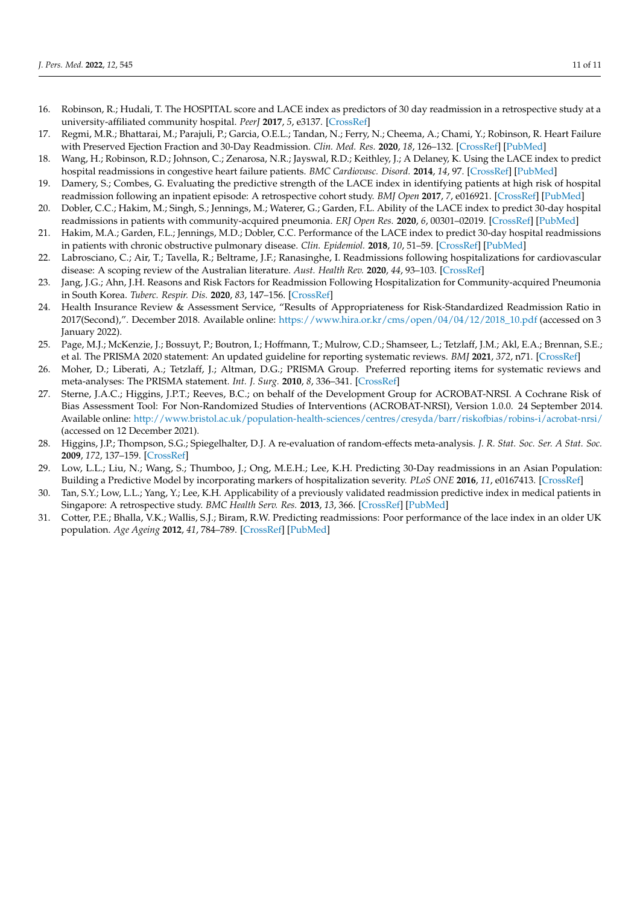16. Robinson, R.; Hudali, T. The HOSPITAL score and LACE index as predictors of 30 day readmission in a retrospective study at a university-affiliated community hospital. *PeerJ* **2017**, *5*, e3137. [CrossRef]
17. Regmi, M.R.; Bhattarai, M.; Parajuli, P.; Garcia, O.E.L.; Tandan, N.; Ferry, N.; Cheema, A.; Chami, Y.; Robinson, R. Heart Failure with Preserved Ejection Fraction and 30-Day Readmission. *Clin. Med. Res.* **2020**, *18*, 126–132. [CrossRef] [PubMed]
18. Wang, H.; Robinson, R.D.; Johnson, C.; Zenarosa, N.R.; Jayswal, R.D.; Keithley, J.; A Delaney, K. Using the LACE index to predict hospital readmissions in congestive heart failure patients. *BMC Cardiovasc. Disord.* **2014**, *14*, 97. [CrossRef] [PubMed]
19. Damery, S.; Combes, G. Evaluating the predictive strength of the LACE index in identifying patients at high risk of hospital readmission following an inpatient episode: A retrospective cohort study. *BMJ Open* **2017**, *7*, e016921. [CrossRef] [PubMed]
20. Dobler, C.C.; Hakim, M.; Singh, S.; Jennings, M.; Waterer, G.; Garden, F.L. Ability of the LACE index to predict 30-day hospital readmissions in patients with community-acquired pneumonia. *ERJ Open Res.* **2020**, *6*, 00301–02019. [CrossRef] [PubMed]
21. Hakim, M.A.; Garden, F.L.; Jennings, M.D.; Dobler, C.C. Performance of the LACE index to predict 30-day hospital readmissions in patients with chronic obstructive pulmonary disease. *Clin. Epidemiol.* **2018**, *10*, 51–59. [CrossRef] [PubMed]
22. Labrosciano, C.; Air, T.; Tavella, R.; Beltrame, J.F.; Ranasinghe, I. Readmissions following hospitalizations for cardiovascular disease: A scoping review of the Australian literature. *Aust. Health Rev.* **2020**, *44*, 93–103. [CrossRef]
23. Jang, J.G.; Ahn, J.H. Reasons and Risk Factors for Readmission Following Hospitalization for Community-acquired Pneumonia in South Korea. *Tuberc. Respir. Dis.* **2020**, *83*, 147–156. [CrossRef]
24. Health Insurance Review & Assessment Service, "Results of Appropriateness for Risk-Standardized Readmission Ratio in 2017(Second),". December 2018. Available online: https://www.hira.or.kr/cms/open/04/04/12/2018_10.pdf (accessed on 3 January 2022).
25. Page, M.J.; McKenzie, J.; Bossuyt, P.; Boutron, I.; Hoffmann, T.; Mulrow, C.D.; Shamseer, L.; Tetzlaff, J.M.; Akl, E.A.; Brennan, S.E.; et al. The PRISMA 2020 statement: An updated guideline for reporting systematic reviews. *BMJ* **2021**, *372*, n71. [CrossRef]
26. Moher, D.; Liberati, A.; Tetzlaff, J.; Altman, D.G.; PRISMA Group. Preferred reporting items for systematic reviews and meta-analyses: The PRISMA statement. *Int. J. Surg.* **2010**, *8*, 336–341. [CrossRef]
27. Sterne, J.A.C.; Higgins, J.P.T.; Reeves, B.C.; on behalf of the Development Group for ACROBAT-NRSI. A Cochrane Risk of Bias Assessment Tool: For Non-Randomized Studies of Interventions (ACROBAT-NRSI), Version 1.0.0. 24 September 2014. Available online: http://www.bristol.ac.uk/population-health-sciences/centres/cresyda/barr/riskofbias/robins-i/acrobat-nrsi/ (accessed on 12 December 2021).
28. Higgins, J.P.; Thompson, S.G.; Spiegelhalter, D.J. A re-evaluation of random-effects meta-analysis. *J. R. Stat. Soc. Ser. A Stat. Soc.* **2009**, *172*, 137–159. [CrossRef]
29. Low, L.L.; Liu, N.; Wang, S.; Thumboo, J.; Ong, M.E.H.; Lee, K.H. Predicting 30-Day readmissions in an Asian Population: Building a Predictive Model by incorporating markers of hospitalization severity. *PLoS ONE* **2016**, *11*, e0167413. [CrossRef]
30. Tan, S.Y.; Low, L.L.; Yang, Y.; Lee, K.H. Applicability of a previously validated readmission predictive index in medical patients in Singapore: A retrospective study. *BMC Health Serv. Res.* **2013**, *13*, 366. [CrossRef] [PubMed]
31. Cotter, P.E.; Bhalla, V.K.; Wallis, S.J.; Biram, R.W. Predicting readmissions: Poor performance of the lace index in an older UK population. *Age Ageing* **2012**, *41*, 784–789. [CrossRef] [PubMed]